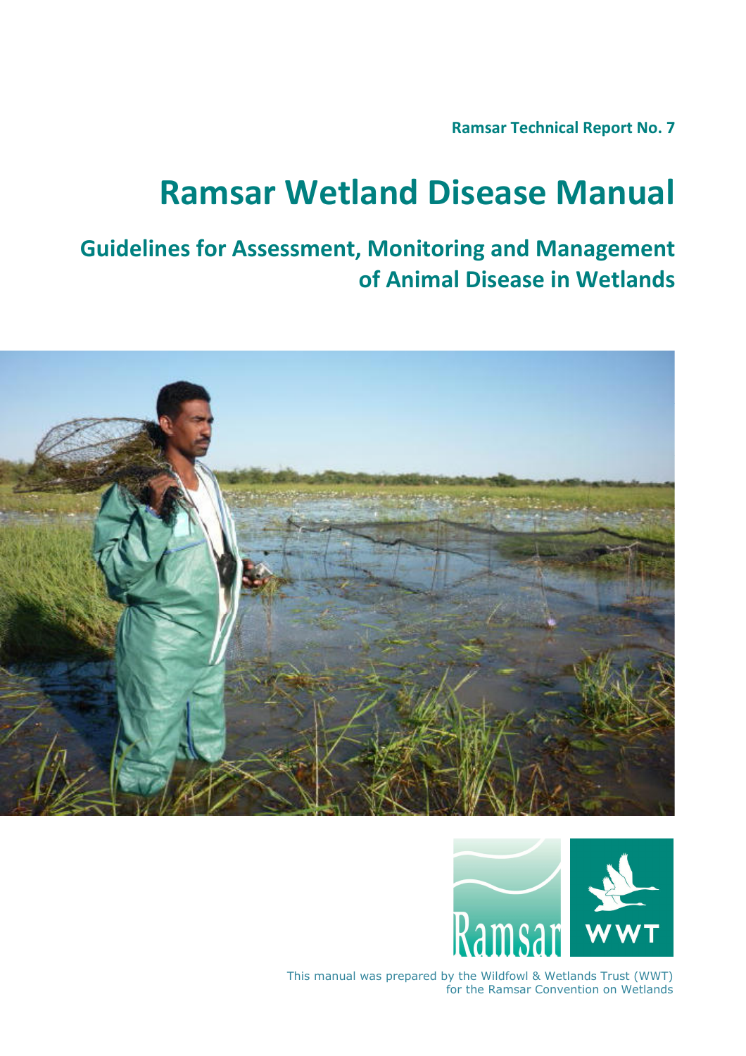**Ramsar Technical Report No. 7**

# Ramsar Wetland Disease Manual

## Guidelines for Assessment, Monitoring and Management of Animal Disease in Wetlands

This manual was prepared by the Wildfowl & Wetlands Trust (WWT) for the Ramsar Convention on Wetlands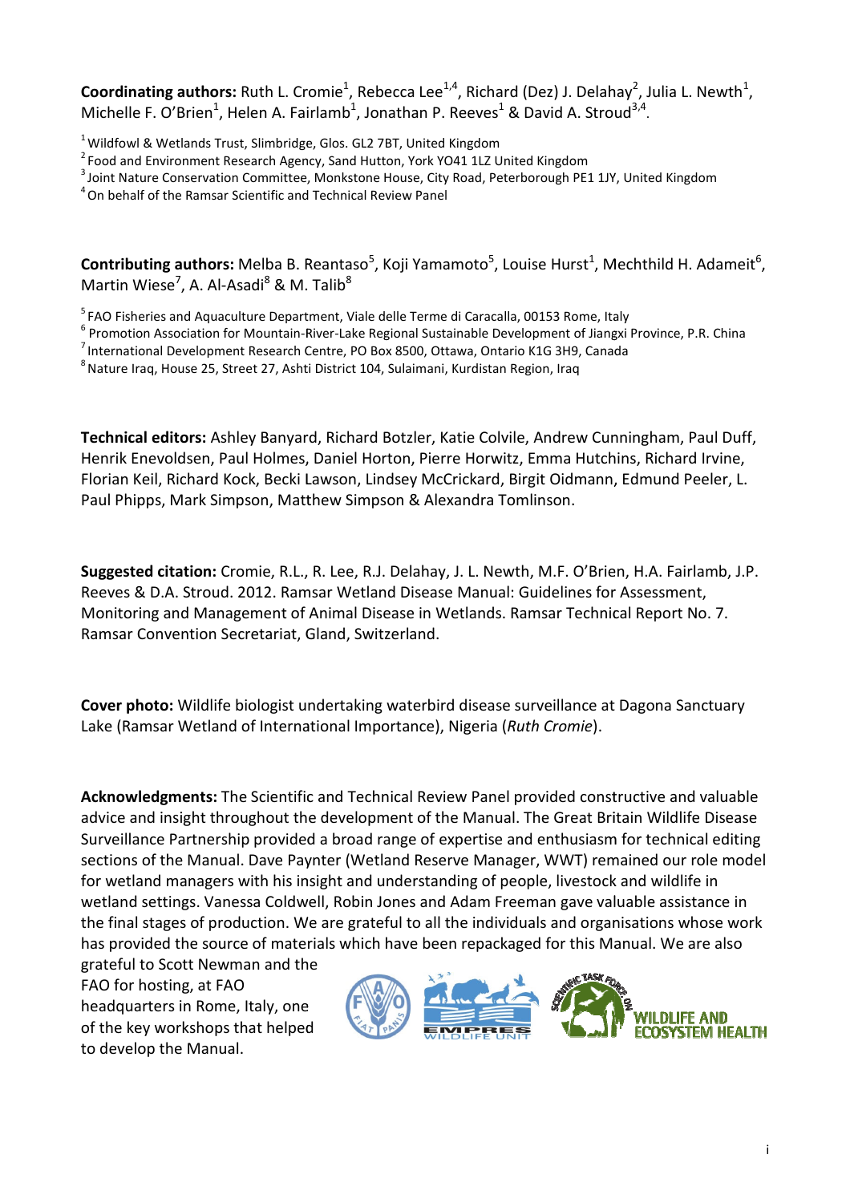**Coordinating authors:** Ruth L. Cromie[1], Rebecca Lee[1,4], Richard (Dez) J. Delahay[2], Julia L. Newth[1], Michelle F. O'Brien[1], Helen A. Fairlamb[1], Jonathan P. Reeves[1] & David A. Stroud[3,4].

[1] Wildfowl & Wetlands Trust, Slimbridge, Glos. GL2 7BT, United Kingdom
[2] Food and Environment Research Agency, Sand Hutton, York YO41 1LZ United Kingdom
[3] Joint Nature Conservation Committee, Monkstone House, City Road, Peterborough PE1 1JY, United Kingdom
[4] On behalf of the Ramsar Scientific and Technical Review Panel

**Contributing authors:** Melba B. Reantaso[5], Koji Yamamoto[5], Louise Hurst[1], Mechthild H. Adameit[6], Martin Wiese[7], A. Al-Asadi[8] & M. Talib[8]

[5] FAO Fisheries and Aquaculture Department, Viale delle Terme di Caracalla, 00153 Rome, Italy
[6] Promotion Association for Mountain-River-Lake Regional Sustainable Development of Jiangxi Province, P.R. China
[7] International Development Research Centre, PO Box 8500, Ottawa, Ontario K1G 3H9, Canada
[8] Nature Iraq, House 25, Street 27, Ashti District 104, Sulaimani, Kurdistan Region, Iraq

**Technical editors:** Ashley Banyard, Richard Botzler, Katie Colvile, Andrew Cunningham, Paul Duff, Henrik Enevoldsen, Paul Holmes, Daniel Horton, Pierre Horwitz, Emma Hutchins, Richard Irvine, Florian Keil, Richard Kock, Becki Lawson, Lindsey McCrickard, Birgit Oidmann, Edmund Peeler, L. Paul Phipps, Mark Simpson, Matthew Simpson & Alexandra Tomlinson.

**Suggested citation:** Cromie, R.L., R. Lee, R.J. Delahay, J. L. Newth, M.F. O'Brien, H.A. Fairlamb, J.P. Reeves & D.A. Stroud. 2012. Ramsar Wetland Disease Manual: Guidelines for Assessment, Monitoring and Management of Animal Disease in Wetlands. Ramsar Technical Report No. 7. Ramsar Convention Secretariat, Gland, Switzerland.

**Cover photo:** Wildlife biologist undertaking waterbird disease surveillance at Dagona Sanctuary Lake (Ramsar Wetland of International Importance), Nigeria (*Ruth Cromie*).

**Acknowledgments:** The Scientific and Technical Review Panel provided constructive and valuable advice and insight throughout the development of the Manual. The Great Britain Wildlife Disease Surveillance Partnership provided a broad range of expertise and enthusiasm for technical editing sections of the Manual. Dave Paynter (Wetland Reserve Manager, WWT) remained our role model for wetland managers with his insight and understanding of people, livestock and wildlife in wetland settings. Vanessa Coldwell, Robin Jones and Adam Freeman gave valuable assistance in the final stages of production. We are grateful to all the individuals and organisations whose work has provided the source of materials which have been repackaged for this Manual. We are also grateful to Scott Newman and the FAO for hosting, at FAO headquarters in Rome, Italy, one of the key workshops that helped to develop the Manual.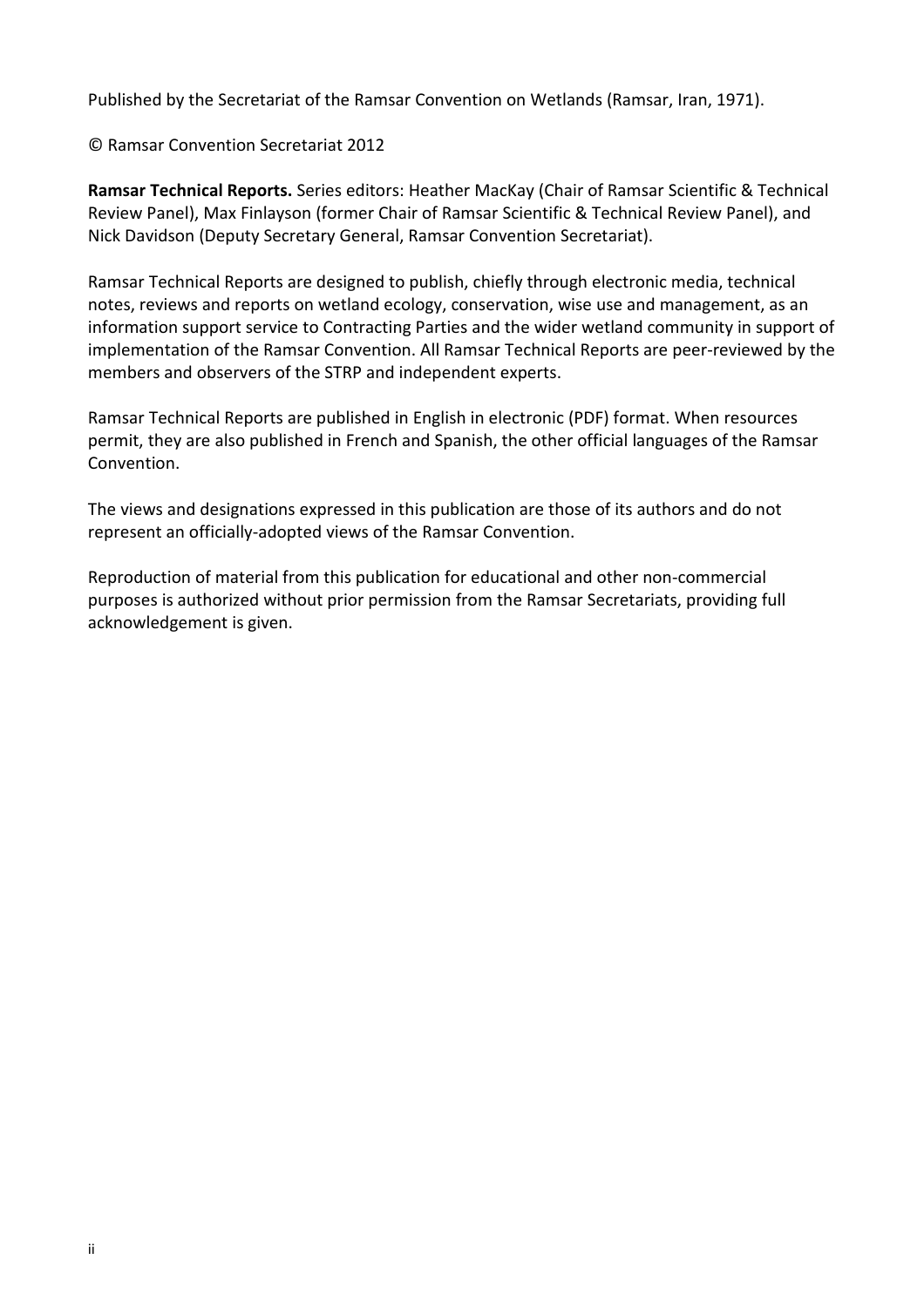Published by the Secretariat of the Ramsar Convention on Wetlands (Ramsar, Iran, 1971).

© Ramsar Convention Secretariat 2012

**Ramsar Technical Reports.** Series editors: Heather MacKay (Chair of Ramsar Scientific & Technical Review Panel), Max Finlayson (former Chair of Ramsar Scientific & Technical Review Panel), and Nick Davidson (Deputy Secretary General, Ramsar Convention Secretariat).

Ramsar Technical Reports are designed to publish, chiefly through electronic media, technical notes, reviews and reports on wetland ecology, conservation, wise use and management, as an information support service to Contracting Parties and the wider wetland community in support of implementation of the Ramsar Convention. All Ramsar Technical Reports are peer-reviewed by the members and observers of the STRP and independent experts.

Ramsar Technical Reports are published in English in electronic (PDF) format. When resources permit, they are also published in French and Spanish, the other official languages of the Ramsar Convention.

The views and designations expressed in this publication are those of its authors and do not represent an officially-adopted views of the Ramsar Convention.

Reproduction of material from this publication for educational and other non-commercial purposes is authorized without prior permission from the Ramsar Secretariats, providing full acknowledgement is given.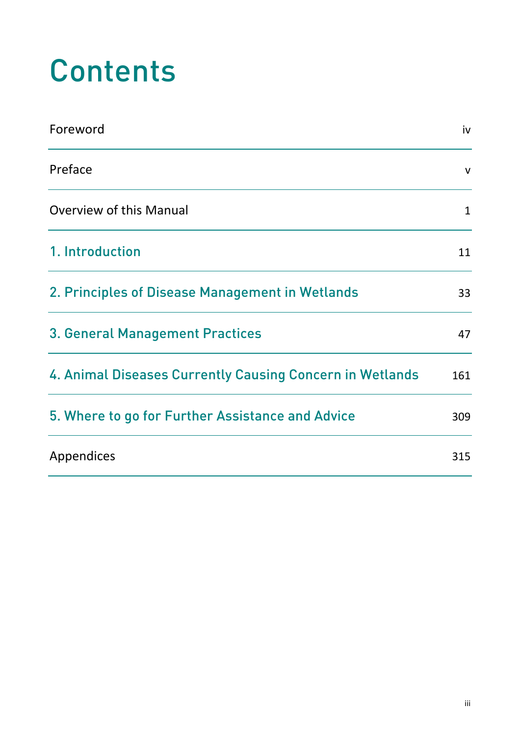# Contents

| | |
|---|---|
| Foreword | iv |
| Preface | v |
| Overview of this Manual | 1 |
| 1. Introduction | 11 |
| 2. Principles of Disease Management in Wetlands | 33 |
| 3. General Management Practices | 47 |
| 4. Animal Diseases Currently Causing Concern in Wetlands | 161 |
| 5. Where to go for Further Assistance and Advice | 309 |
| Appendices | 315 |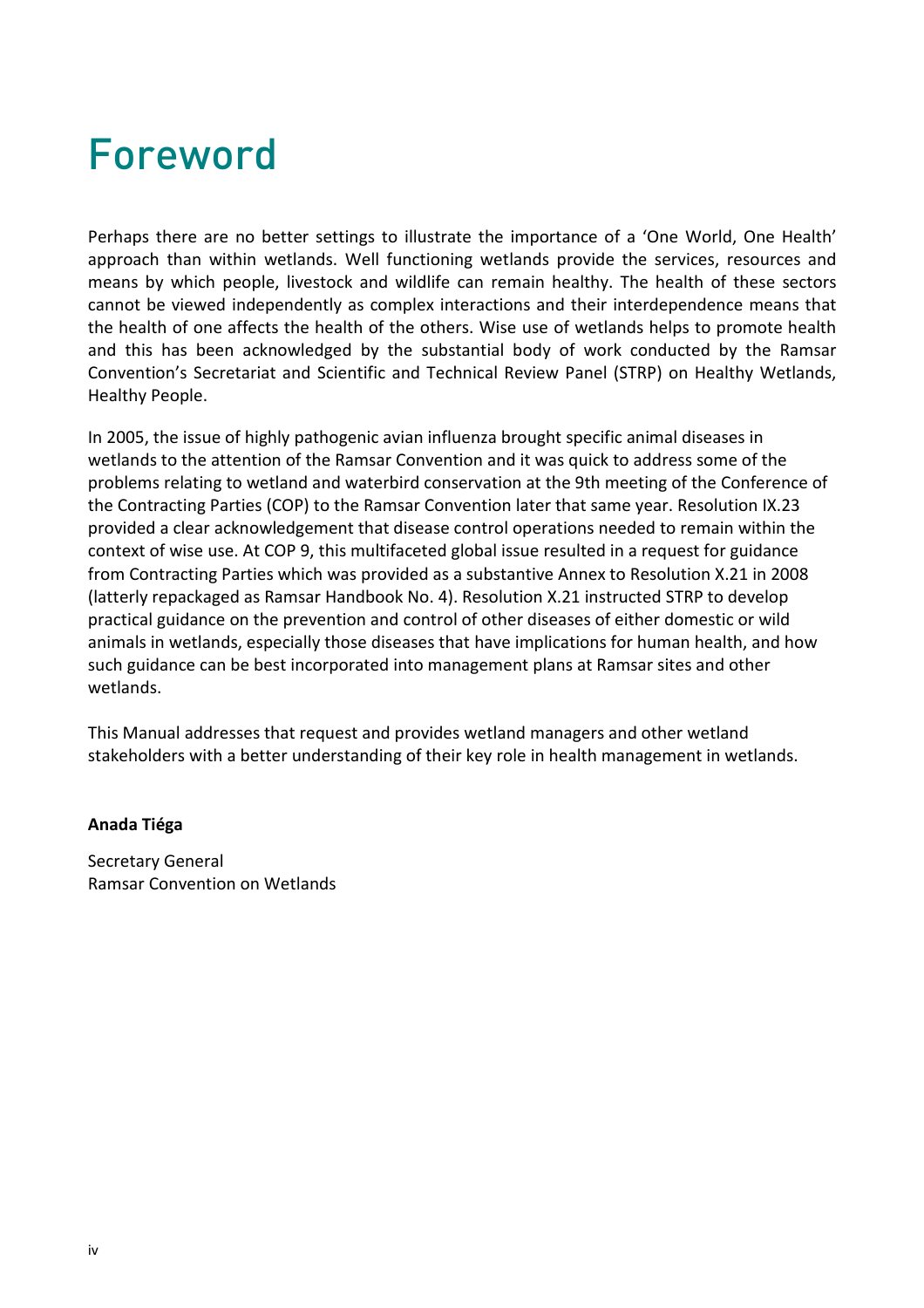# Foreword

Perhaps there are no better settings to illustrate the importance of a 'One World, One Health' approach than within wetlands. Well functioning wetlands provide the services, resources and means by which people, livestock and wildlife can remain healthy. The health of these sectors cannot be viewed independently as complex interactions and their interdependence means that the health of one affects the health of the others. Wise use of wetlands helps to promote health and this has been acknowledged by the substantial body of work conducted by the Ramsar Convention's Secretariat and Scientific and Technical Review Panel (STRP) on Healthy Wetlands, Healthy People.

In 2005, the issue of highly pathogenic avian influenza brought specific animal diseases in wetlands to the attention of the Ramsar Convention and it was quick to address some of the problems relating to wetland and waterbird conservation at the 9th meeting of the Conference of the Contracting Parties (COP) to the Ramsar Convention later that same year. Resolution IX.23 provided a clear acknowledgement that disease control operations needed to remain within the context of wise use. At COP 9, this multifaceted global issue resulted in a request for guidance from Contracting Parties which was provided as a substantive Annex to Resolution X.21 in 2008 (latterly repackaged as Ramsar Handbook No. 4). Resolution X.21 instructed STRP to develop practical guidance on the prevention and control of other diseases of either domestic or wild animals in wetlands, especially those diseases that have implications for human health, and how such guidance can be best incorporated into management plans at Ramsar sites and other wetlands.

This Manual addresses that request and provides wetland managers and other wetland stakeholders with a better understanding of their key role in health management in wetlands.

**Anada Tiéga**

Secretary General
Ramsar Convention on Wetlands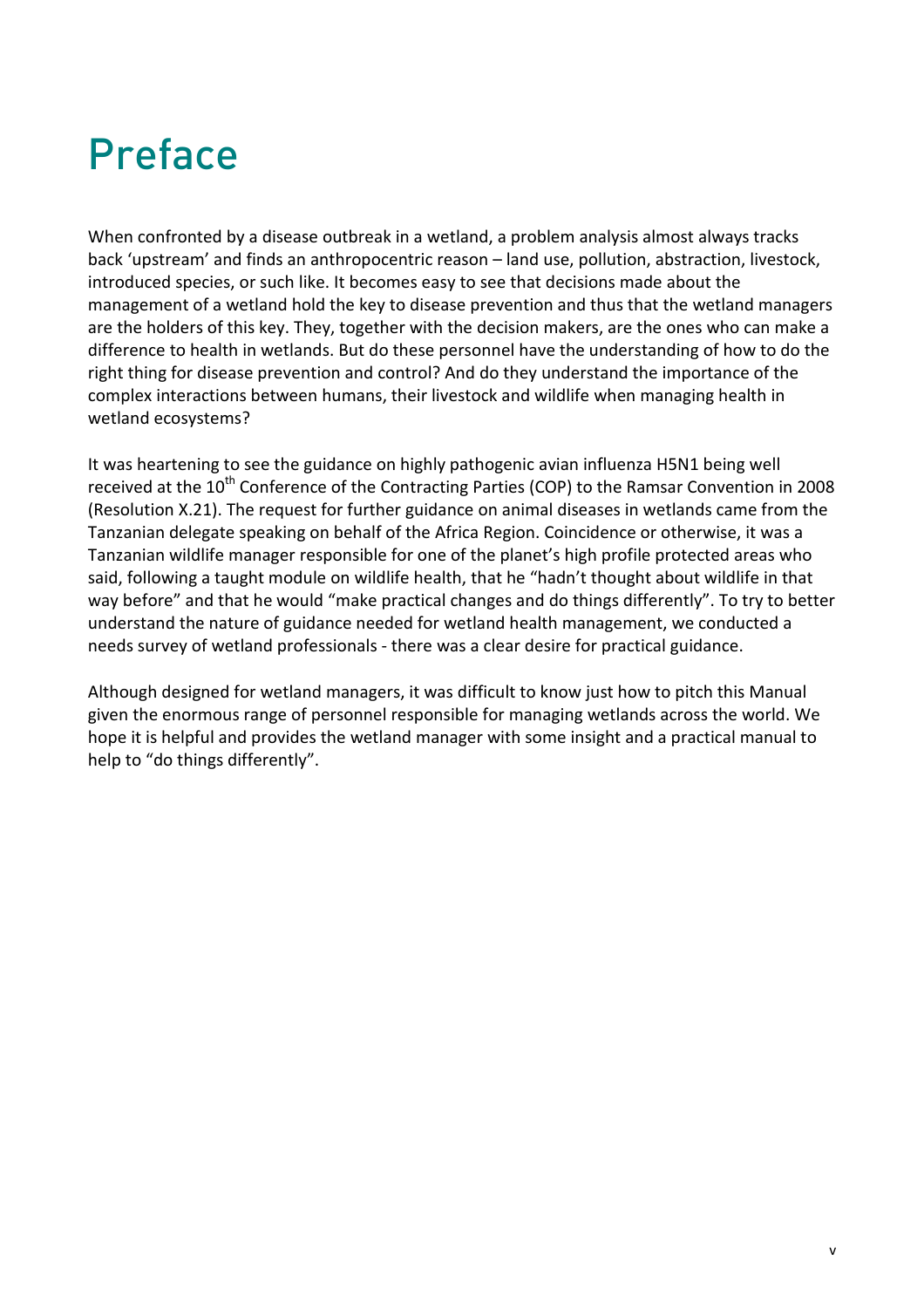# Preface

When confronted by a disease outbreak in a wetland, a problem analysis almost always tracks back 'upstream' and finds an anthropocentric reason – land use, pollution, abstraction, livestock, introduced species, or such like. It becomes easy to see that decisions made about the management of a wetland hold the key to disease prevention and thus that the wetland managers are the holders of this key. They, together with the decision makers, are the ones who can make a difference to health in wetlands. But do these personnel have the understanding of how to do the right thing for disease prevention and control? And do they understand the importance of the complex interactions between humans, their livestock and wildlife when managing health in wetland ecosystems?

It was heartening to see the guidance on highly pathogenic avian influenza H5N1 being well received at the 10th Conference of the Contracting Parties (COP) to the Ramsar Convention in 2008 (Resolution X.21). The request for further guidance on animal diseases in wetlands came from the Tanzanian delegate speaking on behalf of the Africa Region. Coincidence or otherwise, it was a Tanzanian wildlife manager responsible for one of the planet's high profile protected areas who said, following a taught module on wildlife health, that he "hadn't thought about wildlife in that way before" and that he would "make practical changes and do things differently". To try to better understand the nature of guidance needed for wetland health management, we conducted a needs survey of wetland professionals - there was a clear desire for practical guidance.

Although designed for wetland managers, it was difficult to know just how to pitch this Manual given the enormous range of personnel responsible for managing wetlands across the world. We hope it is helpful and provides the wetland manager with some insight and a practical manual to help to "do things differently".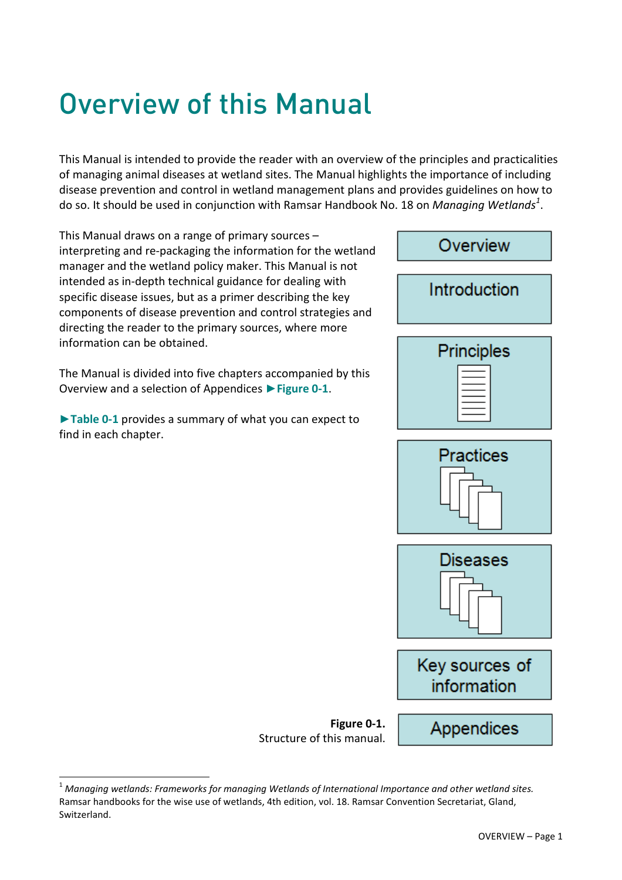# Overview of this Manual

This Manual is intended to provide the reader with an overview of the principles and practicalities of managing animal diseases at wetland sites. The Manual highlights the importance of including disease prevention and control in wetland management plans and provides guidelines on how to do so. It should be used in conjunction with Ramsar Handbook No. 18 on *Managing Wetlands*[1].

This Manual draws on a range of primary sources – interpreting and re-packaging the information for the wetland manager and the wetland policy maker. This Manual is not intended as in-depth technical guidance for dealing with specific disease issues, but as a primer describing the key components of disease prevention and control strategies and directing the reader to the primary sources, where more information can be obtained.

The Manual is divided into five chapters accompanied by this Overview and a selection of Appendices ►**Figure 0-1**.

►**Table 0-1** provides a summary of what you can expect to find in each chapter.

Overview

Introduction

Principles

Practices

Diseases

Key sources of information

Appendices

**Figure 0-1.**
Structure of this manual.

[1] *Managing wetlands: Frameworks for managing Wetlands of International Importance and other wetland sites.* Ramsar handbooks for the wise use of wetlands, 4th edition, vol. 18. Ramsar Convention Secretariat, Gland, Switzerland.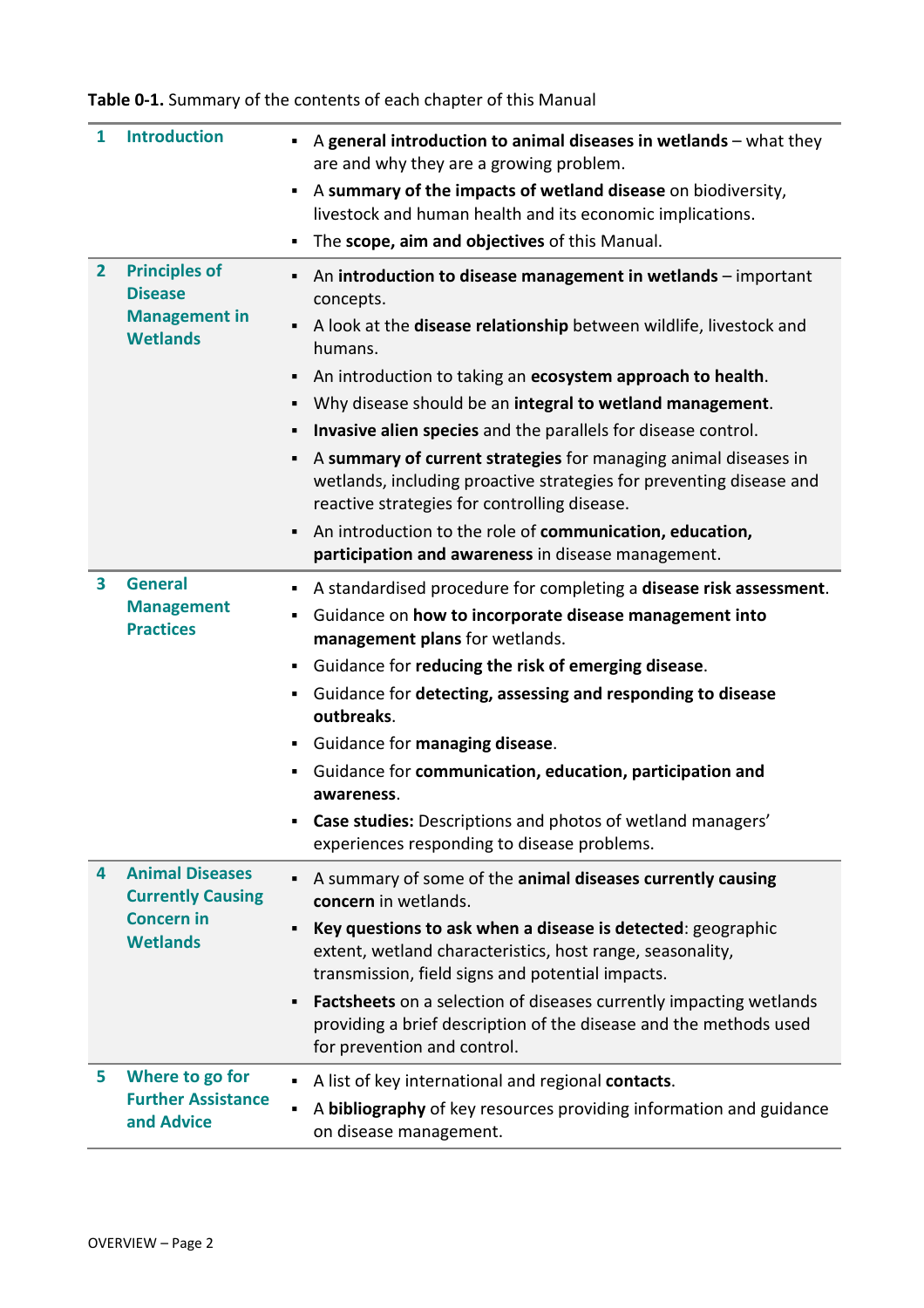**Table 0-1.** Summary of the contents of each chapter of this Manual

| | | |
|---|---|---|
| 1 | Introduction | ▪ A **general introduction to animal diseases in wetlands** – what they are and why they are a growing problem.<br>▪ A **summary of the impacts of wetland disease** on biodiversity, livestock and human health and its economic implications.<br>▪ The **scope, aim and objectives** of this Manual. |
| 2 | Principles of Disease Management in Wetlands | ▪ An **introduction to disease management in wetlands** – important concepts.<br>▪ A look at the **disease relationship** between wildlife, livestock and humans.<br>▪ An introduction to taking an **ecosystem approach to health**.<br>▪ Why disease should be an **integral to wetland management**.<br>▪ **Invasive alien species** and the parallels for disease control.<br>▪ A **summary of current strategies** for managing animal diseases in wetlands, including proactive strategies for preventing disease and reactive strategies for controlling disease.<br>▪ An introduction to the role of **communication, education, participation and awareness** in disease management. |
| 3 | General Management Practices | ▪ A standardised procedure for completing a **disease risk assessment**.<br>▪ Guidance on **how to incorporate disease management into management plans** for wetlands.<br>▪ Guidance for **reducing the risk of emerging disease**.<br>▪ Guidance for **detecting, assessing and responding to disease outbreaks**.<br>▪ Guidance for **managing disease**.<br>▪ Guidance for **communication, education, participation and awareness**.<br>▪ **Case studies:** Descriptions and photos of wetland managers' experiences responding to disease problems. |
| 4 | Animal Diseases Currently Causing Concern in Wetlands | ▪ A summary of some of the **animal diseases currently causing concern** in wetlands.<br>▪ **Key questions to ask when a disease is detected**: geographic extent, wetland characteristics, host range, seasonality, transmission, field signs and potential impacts.<br>▪ **Factsheets** on a selection of diseases currently impacting wetlands providing a brief description of the disease and the methods used for prevention and control. |
| 5 | Where to go for Further Assistance and Advice | ▪ A list of key international and regional **contacts**.<br>▪ A **bibliography** of key resources providing information and guidance on disease management. |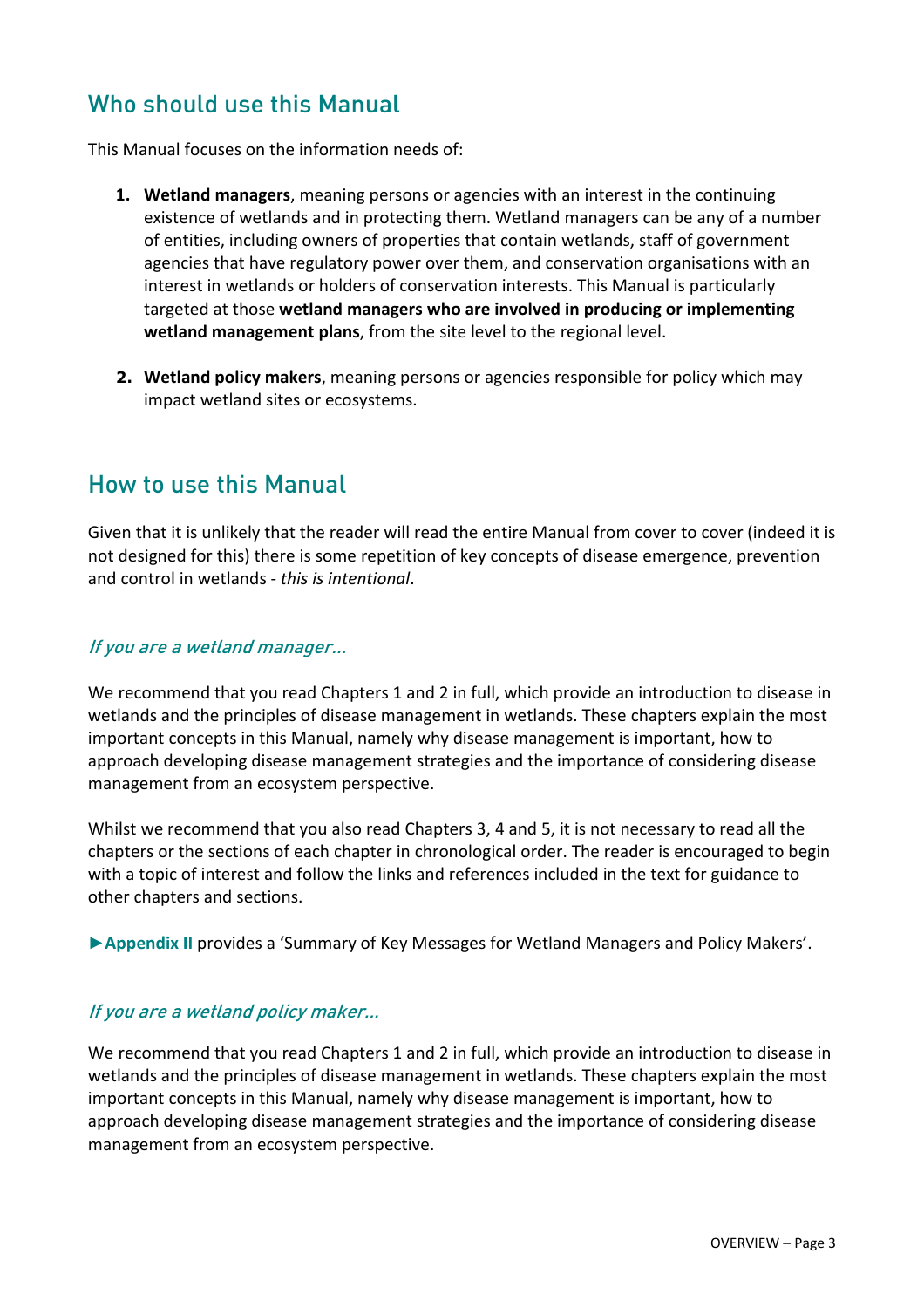## Who should use this Manual

This Manual focuses on the information needs of:

1. **Wetland managers**, meaning persons or agencies with an interest in the continuing existence of wetlands and in protecting them. Wetland managers can be any of a number of entities, including owners of properties that contain wetlands, staff of government agencies that have regulatory power over them, and conservation organisations with an interest in wetlands or holders of conservation interests. This Manual is particularly targeted at those **wetland managers who are involved in producing or implementing wetland management plans**, from the site level to the regional level.

2. **Wetland policy makers**, meaning persons or agencies responsible for policy which may impact wetland sites or ecosystems.

## How to use this Manual

Given that it is unlikely that the reader will read the entire Manual from cover to cover (indeed it is not designed for this) there is some repetition of key concepts of disease emergence, prevention and control in wetlands - *this is intentional*.

### *If you are a wetland manager...*

We recommend that you read Chapters 1 and 2 in full, which provide an introduction to disease in wetlands and the principles of disease management in wetlands. These chapters explain the most important concepts in this Manual, namely why disease management is important, how to approach developing disease management strategies and the importance of considering disease management from an ecosystem perspective.

Whilst we recommend that you also read Chapters 3, 4 and 5, it is not necessary to read all the chapters or the sections of each chapter in chronological order. The reader is encouraged to begin with a topic of interest and follow the links and references included in the text for guidance to other chapters and sections.

►**Appendix II** provides a 'Summary of Key Messages for Wetland Managers and Policy Makers'.

### *If you are a wetland policy maker...*

We recommend that you read Chapters 1 and 2 in full, which provide an introduction to disease in wetlands and the principles of disease management in wetlands. These chapters explain the most important concepts in this Manual, namely why disease management is important, how to approach developing disease management strategies and the importance of considering disease management from an ecosystem perspective.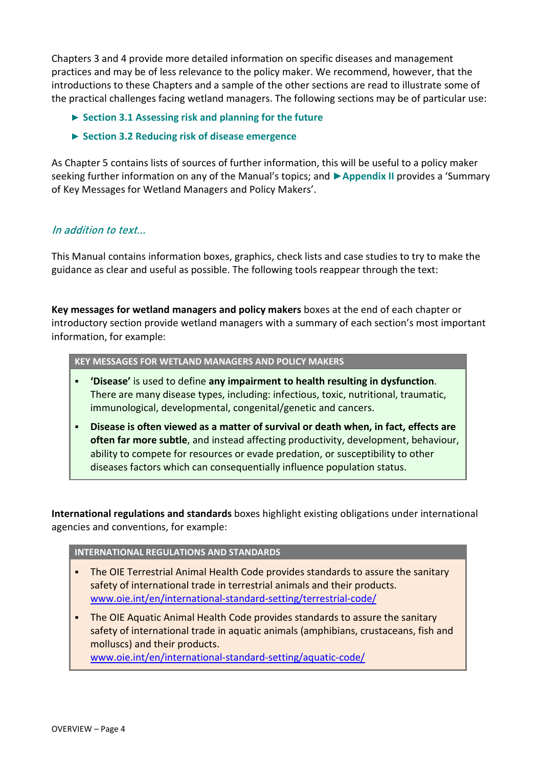Chapters 3 and 4 provide more detailed information on specific diseases and management practices and may be of less relevance to the policy maker. We recommend, however, that the introductions to these Chapters and a sample of the other sections are read to illustrate some of the practical challenges facing wetland managers. The following sections may be of particular use:

- ► **Section 3.1 Assessing risk and planning for the future**
- ► **Section 3.2 Reducing risk of disease emergence**

As Chapter 5 contains lists of sources of further information, this will be useful to a policy maker seeking further information on any of the Manual's topics; and **►Appendix II** provides a 'Summary of Key Messages for Wetland Managers and Policy Makers'.

### *In addition to text...*

This Manual contains information boxes, graphics, check lists and case studies to try to make the guidance as clear and useful as possible. The following tools reappear through the text:

**Key messages for wetland managers and policy makers** boxes at the end of each chapter or introductory section provide wetland managers with a summary of each section's most important information, for example:

> **KEY MESSAGES FOR WETLAND MANAGERS AND POLICY MAKERS**
>
> - **'Disease'** is used to define **any impairment to health resulting in dysfunction**. There are many disease types, including: infectious, toxic, nutritional, traumatic, immunological, developmental, congenital/genetic and cancers.
> - **Disease is often viewed as a matter of survival or death when, in fact, effects are often far more subtle**, and instead affecting productivity, development, behaviour, ability to compete for resources or evade predation, or susceptibility to other diseases factors which can consequentially influence population status.

**International regulations and standards** boxes highlight existing obligations under international agencies and conventions, for example:

> **INTERNATIONAL REGULATIONS AND STANDARDS**
>
> - The OIE Terrestrial Animal Health Code provides standards to assure the sanitary safety of international trade in terrestrial animals and their products. www.oie.int/en/international-standard-setting/terrestrial-code/
> - The OIE Aquatic Animal Health Code provides standards to assure the sanitary safety of international trade in aquatic animals (amphibians, crustaceans, fish and molluscs) and their products. www.oie.int/en/international-standard-setting/aquatic-code/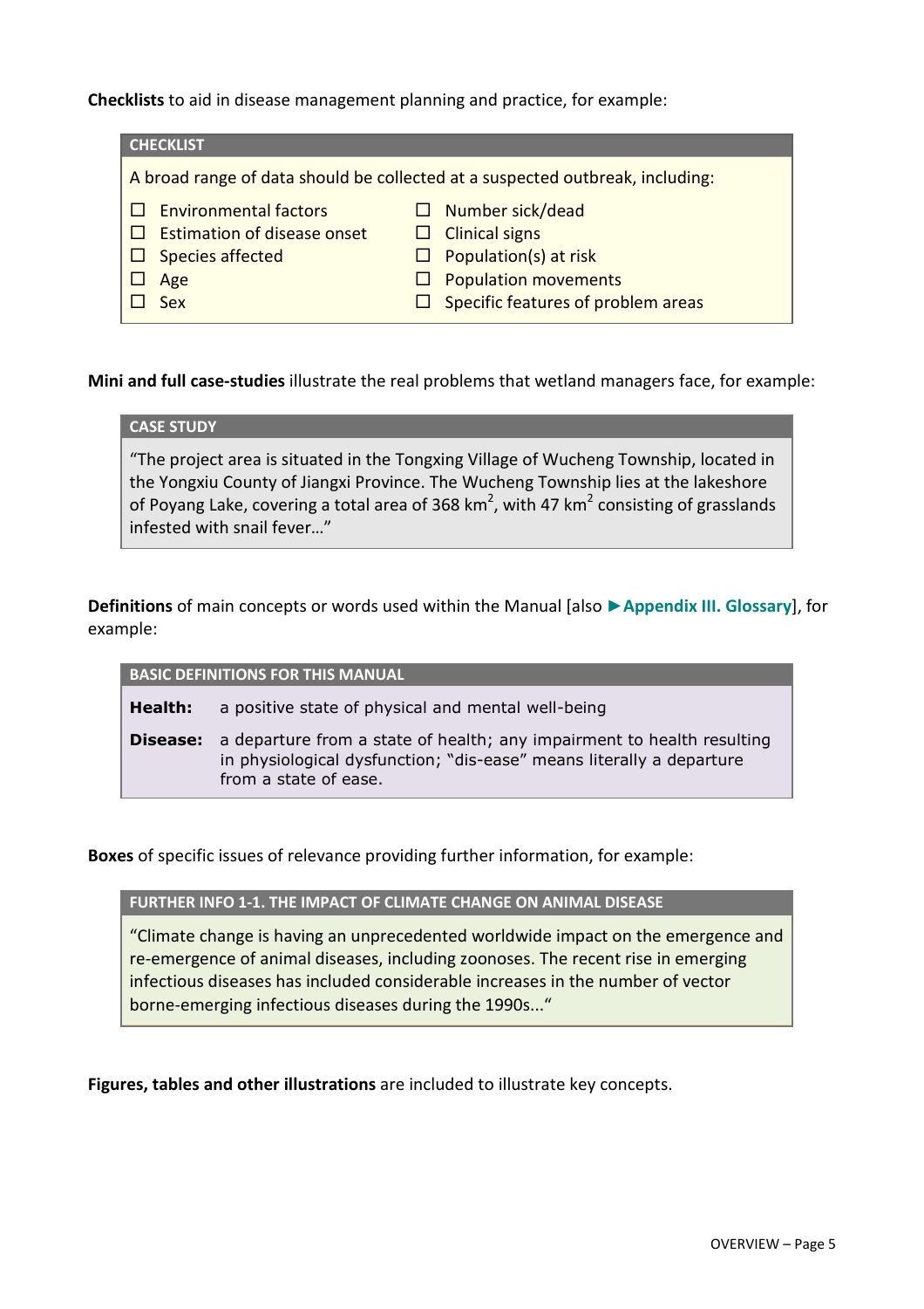**Checklists** to aid in disease management planning and practice, for example:

> **CHECKLIST**
>
> A broad range of data should be collected at a suspected outbreak, including:
>
> - ☐ Environmental factors
> - ☐ Estimation of disease onset
> - ☐ Species affected
> - ☐ Age
> - ☐ Sex
> - ☐ Number sick/dead
> - ☐ Clinical signs
> - ☐ Population(s) at risk
> - ☐ Population movements
> - ☐ Specific features of problem areas

**Mini and full case-studies** illustrate the real problems that wetland managers face, for example:

> **CASE STUDY**
>
> "The project area is situated in the Tongxing Village of Wucheng Township, located in the Yongxiu County of Jiangxi Province. The Wucheng Township lies at the lakeshore of Poyang Lake, covering a total area of 368 $km^2$, with 47 $km^2$ consisting of grasslands infested with snail fever…"

**Definitions** of main concepts or words used within the Manual [also ►**Appendix III. Glossary**], for example:

> **BASIC DEFINITIONS FOR THIS MANUAL**
>
> **Health:** a positive state of physical and mental well-being
>
> **Disease:** a departure from a state of health; any impairment to health resulting in physiological dysfunction; "dis-ease" means literally a departure from a state of ease.

**Boxes** of specific issues of relevance providing further information, for example:

> **FURTHER INFO 1-1. THE IMPACT OF CLIMATE CHANGE ON ANIMAL DISEASE**
>
> "Climate change is having an unprecedented worldwide impact on the emergence and re-emergence of animal diseases, including zoonoses. The recent rise in emerging infectious diseases has included considerable increases in the number of vector borne-emerging infectious diseases during the 1990s..."

**Figures, tables and other illustrations** are included to illustrate key concepts.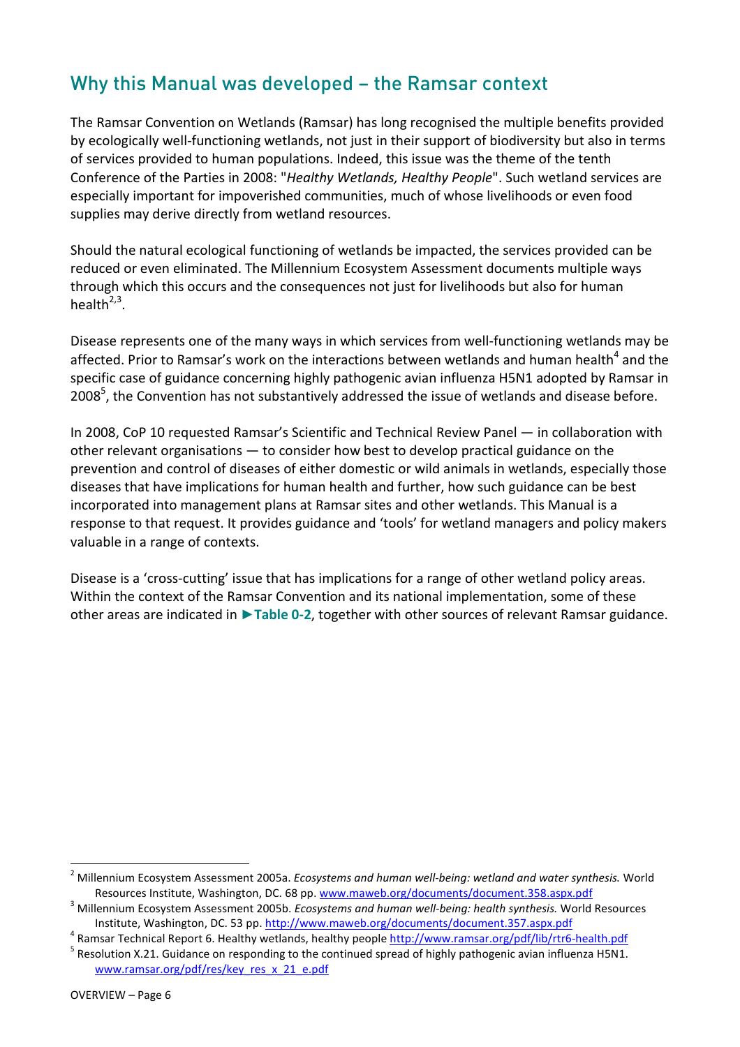## Why this Manual was developed – the Ramsar context

The Ramsar Convention on Wetlands (Ramsar) has long recognised the multiple benefits provided by ecologically well-functioning wetlands, not just in their support of biodiversity but also in terms of services provided to human populations. Indeed, this issue was the theme of the tenth Conference of the Parties in 2008: "*Healthy Wetlands, Healthy People*". Such wetland services are especially important for impoverished communities, much of whose livelihoods or even food supplies may derive directly from wetland resources.

Should the natural ecological functioning of wetlands be impacted, the services provided can be reduced or even eliminated. The Millennium Ecosystem Assessment documents multiple ways through which this occurs and the consequences not just for livelihoods but also for human health[2,3].

Disease represents one of the many ways in which services from well-functioning wetlands may be affected. Prior to Ramsar's work on the interactions between wetlands and human health[4] and the specific case of guidance concerning highly pathogenic avian influenza H5N1 adopted by Ramsar in 2008[5], the Convention has not substantively addressed the issue of wetlands and disease before.

In 2008, CoP 10 requested Ramsar's Scientific and Technical Review Panel — in collaboration with other relevant organisations — to consider how best to develop practical guidance on the prevention and control of diseases of either domestic or wild animals in wetlands, especially those diseases that have implications for human health and further, how such guidance can be best incorporated into management plans at Ramsar sites and other wetlands. This Manual is a response to that request. It provides guidance and 'tools' for wetland managers and policy makers valuable in a range of contexts.

Disease is a 'cross-cutting' issue that has implications for a range of other wetland policy areas. Within the context of the Ramsar Convention and its national implementation, some of these other areas are indicated in **►Table 0-2**, together with other sources of relevant Ramsar guidance.

---

[2] Millennium Ecosystem Assessment 2005a. *Ecosystems and human well-being: wetland and water synthesis.* World Resources Institute, Washington, DC. 68 pp. www.maweb.org/documents/document.358.aspx.pdf

[3] Millennium Ecosystem Assessment 2005b. *Ecosystems and human well-being: health synthesis.* World Resources Institute, Washington, DC. 53 pp. http://www.maweb.org/documents/document.357.aspx.pdf

[4] Ramsar Technical Report 6. Healthy wetlands, healthy people http://www.ramsar.org/pdf/lib/rtr6-health.pdf

[5] Resolution X.21. Guidance on responding to the continued spread of highly pathogenic avian influenza H5N1. www.ramsar.org/pdf/res/key_res_x_21_e.pdf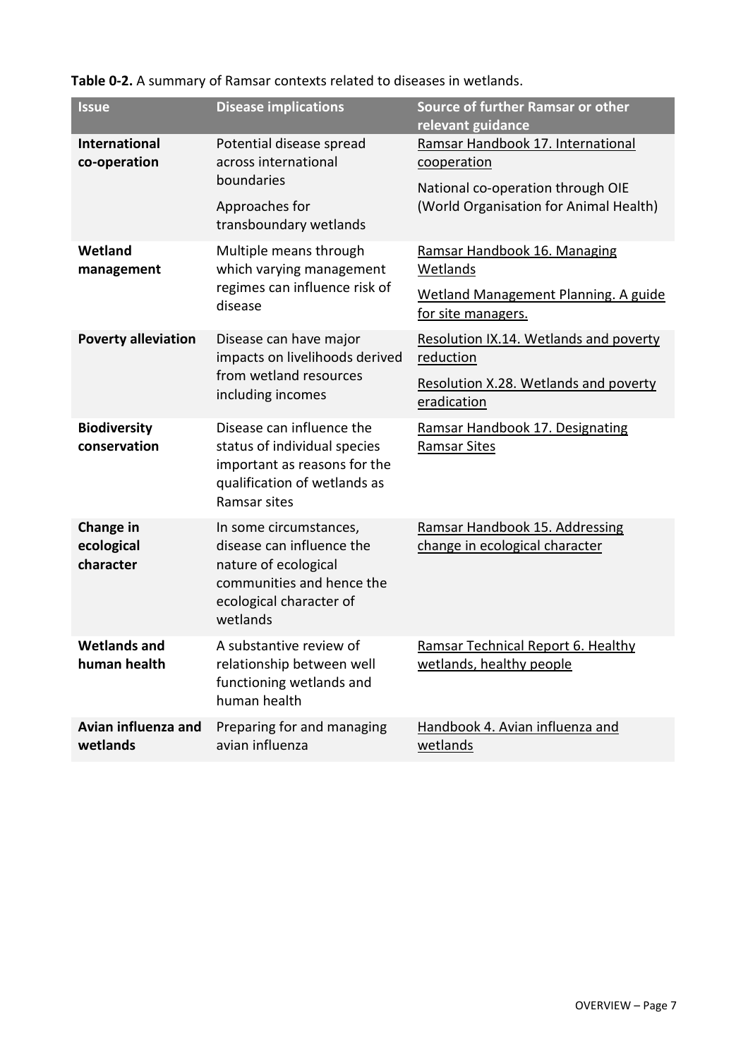**Table 0-2.** A summary of Ramsar contexts related to diseases in wetlands.

| Issue | Disease implications | Source of further Ramsar or other relevant guidance |
|---|---|---|
| **International co-operation** | Potential disease spread across international boundaries<br><br>Approaches for transboundary wetlands | Ramsar Handbook 17. International cooperation<br><br>National co-operation through OIE (World Organisation for Animal Health) |
| **Wetland management** | Multiple means through which varying management regimes can influence risk of disease | Ramsar Handbook 16. Managing Wetlands<br><br>Wetland Management Planning. A guide for site managers. |
| **Poverty alleviation** | Disease can have major impacts on livelihoods derived from wetland resources including incomes | Resolution IX.14. Wetlands and poverty reduction<br><br>Resolution X.28. Wetlands and poverty eradication |
| **Biodiversity conservation** | Disease can influence the status of individual species important as reasons for the qualification of wetlands as Ramsar sites | Ramsar Handbook 17. Designating Ramsar Sites |
| **Change in ecological character** | In some circumstances, disease can influence the nature of ecological communities and hence the ecological character of wetlands | Ramsar Handbook 15. Addressing change in ecological character |
| **Wetlands and human health** | A substantive review of relationship between well functioning wetlands and human health | Ramsar Technical Report 6. Healthy wetlands, healthy people |
| **Avian influenza and wetlands** | Preparing for and managing avian influenza | Handbook 4. Avian influenza and wetlands |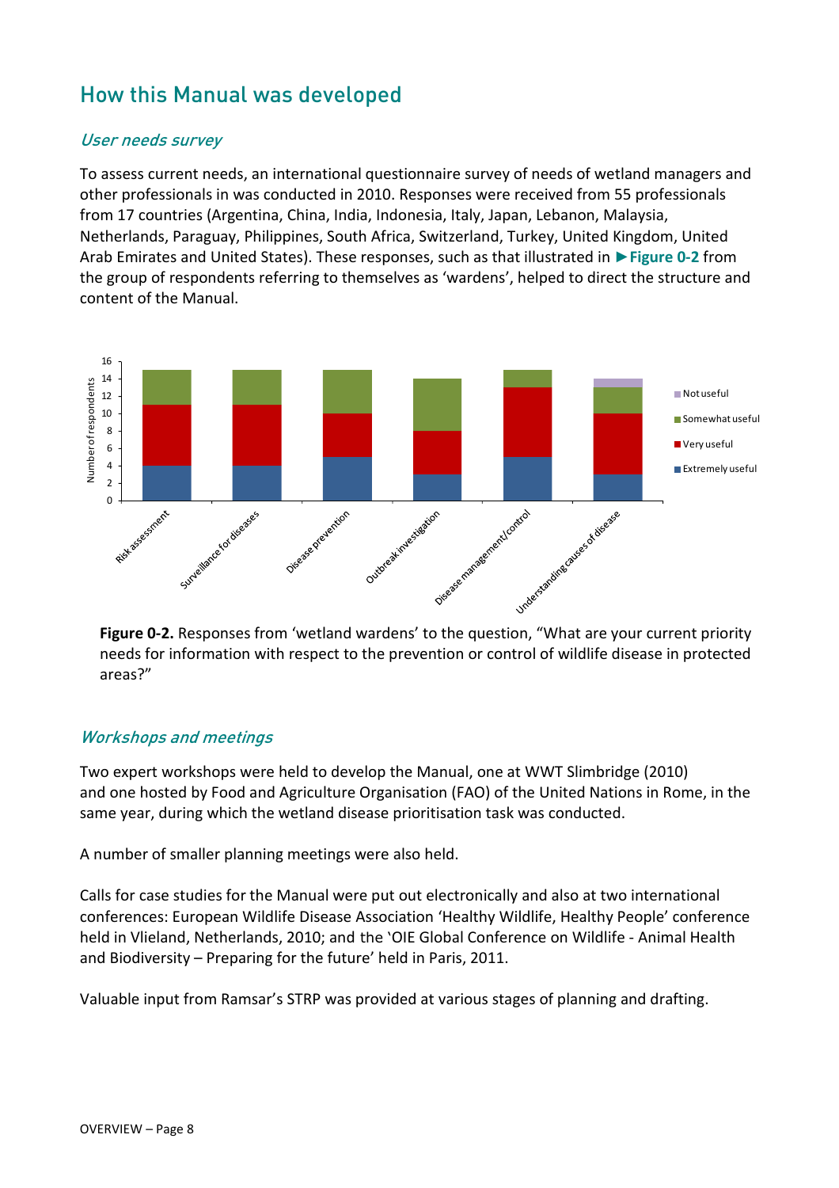## How this Manual was developed

### *User needs survey*

To assess current needs, an international questionnaire survey of needs of wetland managers and other professionals in was conducted in 2010. Responses were received from 55 professionals from 17 countries (Argentina, China, India, Indonesia, Italy, Japan, Lebanon, Malaysia, Netherlands, Paraguay, Philippines, South Africa, Switzerland, Turkey, United Kingdom, United Arab Emirates and United States). These responses, such as that illustrated in ►**Figure 0-2** from the group of respondents referring to themselves as 'wardens', helped to direct the structure and content of the Manual.

Number of respondents
0
2
4
6
8
10
12
14
16

Risk assessment
Surveillance for diseases
Disease prevention
Outbreak investigation
Disease management/control
Understanding causes of disease

Not useful
Somewhat useful
Very useful
Extremely useful

**Figure 0-2.** Responses from 'wetland wardens' to the question, "What are your current priority needs for information with respect to the prevention or control of wildlife disease in protected areas?"

### *Workshops and meetings*

Two expert workshops were held to develop the Manual, one at WWT Slimbridge (2010) and one hosted by Food and Agriculture Organisation (FAO) of the United Nations in Rome, in the same year, during which the wetland disease prioritisation task was conducted.

A number of smaller planning meetings were also held.

Calls for case studies for the Manual were put out electronically and also at two international conferences: European Wildlife Disease Association 'Healthy Wildlife, Healthy People' conference held in Vlieland, Netherlands, 2010; and the 'OIE Global Conference on Wildlife - Animal Health and Biodiversity – Preparing for the future' held in Paris, 2011.

Valuable input from Ramsar's STRP was provided at various stages of planning and drafting.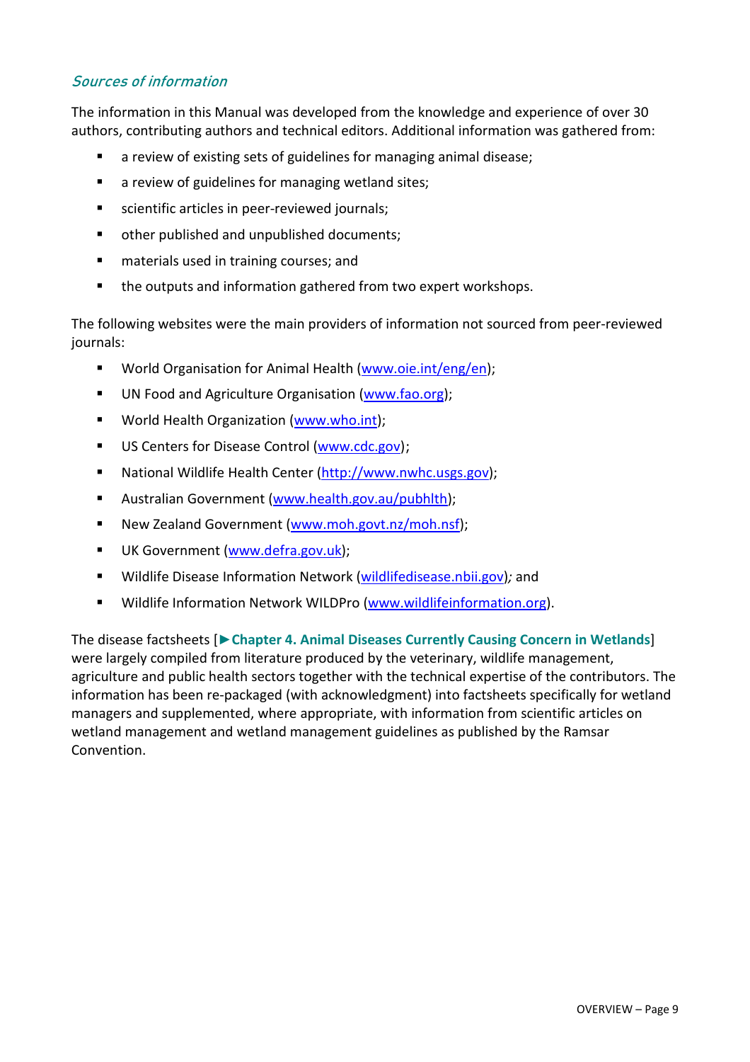### *Sources of information*

The information in this Manual was developed from the knowledge and experience of over 30 authors, contributing authors and technical editors. Additional information was gathered from:

- a review of existing sets of guidelines for managing animal disease;
- a review of guidelines for managing wetland sites;
- scientific articles in peer-reviewed journals;
- other published and unpublished documents;
- materials used in training courses; and
- the outputs and information gathered from two expert workshops.

The following websites were the main providers of information not sourced from peer-reviewed journals:

- World Organisation for Animal Health (www.oie.int/eng/en);
- UN Food and Agriculture Organisation (www.fao.org);
- World Health Organization (www.who.int);
- US Centers for Disease Control (www.cdc.gov);
- National Wildlife Health Center (http://www.nwhc.usgs.gov);
- Australian Government (www.health.gov.au/pubhlth);
- New Zealand Government (www.moh.govt.nz/moh.nsf);
- UK Government (www.defra.gov.uk);
- Wildlife Disease Information Network (wildlifedisease.nbii.gov)*;* and
- Wildlife Information Network WILDPro (www.wildlifeinformation.org).

The disease factsheets [**►Chapter 4. Animal Diseases Currently Causing Concern in Wetlands**] were largely compiled from literature produced by the veterinary, wildlife management, agriculture and public health sectors together with the technical expertise of the contributors. The information has been re-packaged (with acknowledgment) into factsheets specifically for wetland managers and supplemented, where appropriate, with information from scientific articles on wetland management and wetland management guidelines as published by the Ramsar Convention.